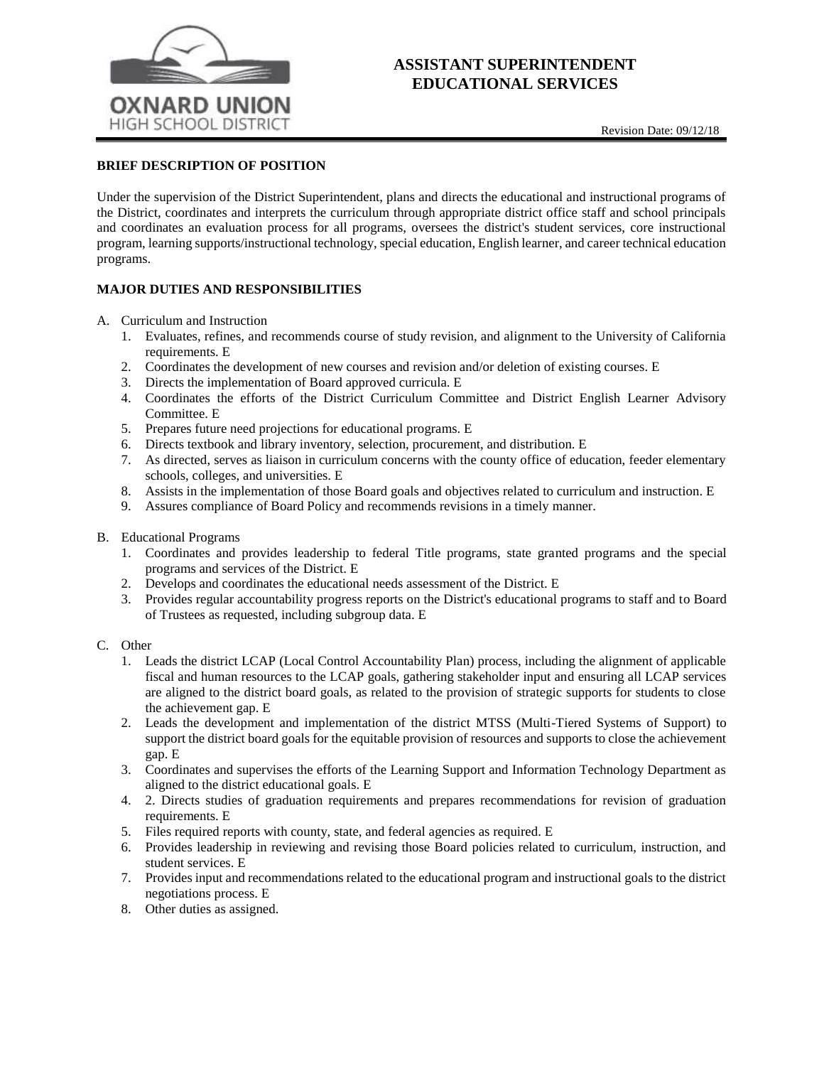OXNARD UNION
HIGH SCHOOL DISTRICT

# ASSISTANT SUPERINTENDENT EDUCATIONAL SERVICES

Revision Date: 09/12/18

## BRIEF DESCRIPTION OF POSITION

Under the supervision of the District Superintendent, plans and directs the educational and instructional programs of the District, coordinates and interprets the curriculum through appropriate district office staff and school principals and coordinates an evaluation process for all programs, oversees the district's student services, core instructional program, learning supports/instructional technology, special education, English learner, and career technical education programs.

## MAJOR DUTIES AND RESPONSIBILITIES

A. Curriculum and Instruction
   1. Evaluates, refines, and recommends course of study revision, and alignment to the University of California requirements. E
   2. Coordinates the development of new courses and revision and/or deletion of existing courses. E
   3. Directs the implementation of Board approved curricula. E
   4. Coordinates the efforts of the District Curriculum Committee and District English Learner Advisory Committee. E
   5. Prepares future need projections for educational programs. E
   6. Directs textbook and library inventory, selection, procurement, and distribution. E
   7. As directed, serves as liaison in curriculum concerns with the county office of education, feeder elementary schools, colleges, and universities. E
   8. Assists in the implementation of those Board goals and objectives related to curriculum and instruction. E
   9. Assures compliance of Board Policy and recommends revisions in a timely manner.

B. Educational Programs
   1. Coordinates and provides leadership to federal Title programs, state granted programs and the special programs and services of the District. E
   2. Develops and coordinates the educational needs assessment of the District. E
   3. Provides regular accountability progress reports on the District's educational programs to staff and to Board of Trustees as requested, including subgroup data. E

C. Other
   1. Leads the district LCAP (Local Control Accountability Plan) process, including the alignment of applicable fiscal and human resources to the LCAP goals, gathering stakeholder input and ensuring all LCAP services are aligned to the district board goals, as related to the provision of strategic supports for students to close the achievement gap. E
   2. Leads the development and implementation of the district MTSS (Multi-Tiered Systems of Support) to support the district board goals for the equitable provision of resources and supports to close the achievement gap. E
   3. Coordinates and supervises the efforts of the Learning Support and Information Technology Department as aligned to the district educational goals. E
   4. 2. Directs studies of graduation requirements and prepares recommendations for revision of graduation requirements. E
   5. Files required reports with county, state, and federal agencies as required. E
   6. Provides leadership in reviewing and revising those Board policies related to curriculum, instruction, and student services. E
   7. Provides input and recommendations related to the educational program and instructional goals to the district negotiations process. E
   8. Other duties as assigned.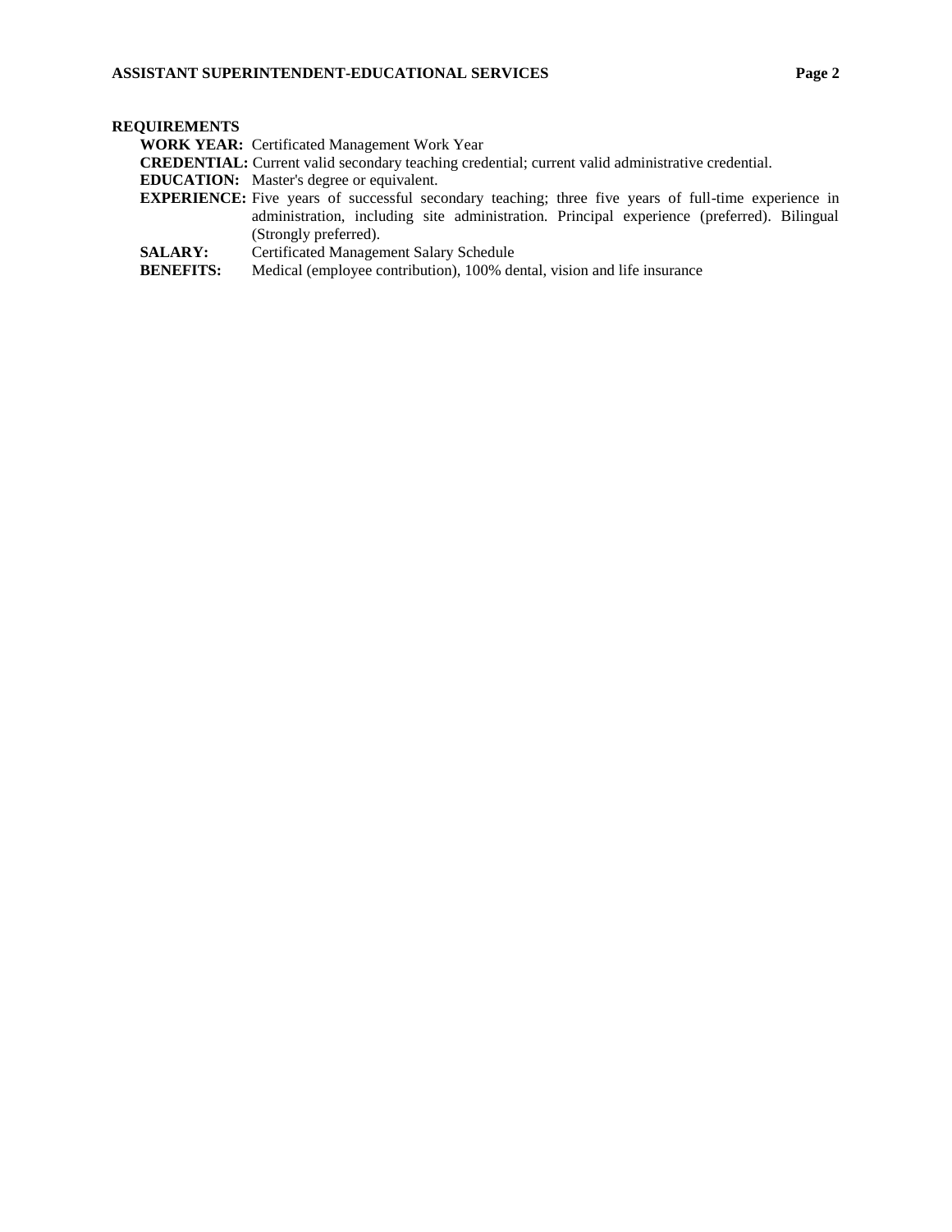**REQUIREMENTS**

**WORK YEAR:** Certificated Management Work Year

**CREDENTIAL:** Current valid secondary teaching credential; current valid administrative credential.

**EDUCATION:** Master's degree or equivalent.

**EXPERIENCE:** Five years of successful secondary teaching; three five years of full-time experience in administration, including site administration. Principal experience (preferred). Bilingual (Strongly preferred).

**SALARY:** Certificated Management Salary Schedule

**BENEFITS:** Medical (employee contribution), 100% dental, vision and life insurance